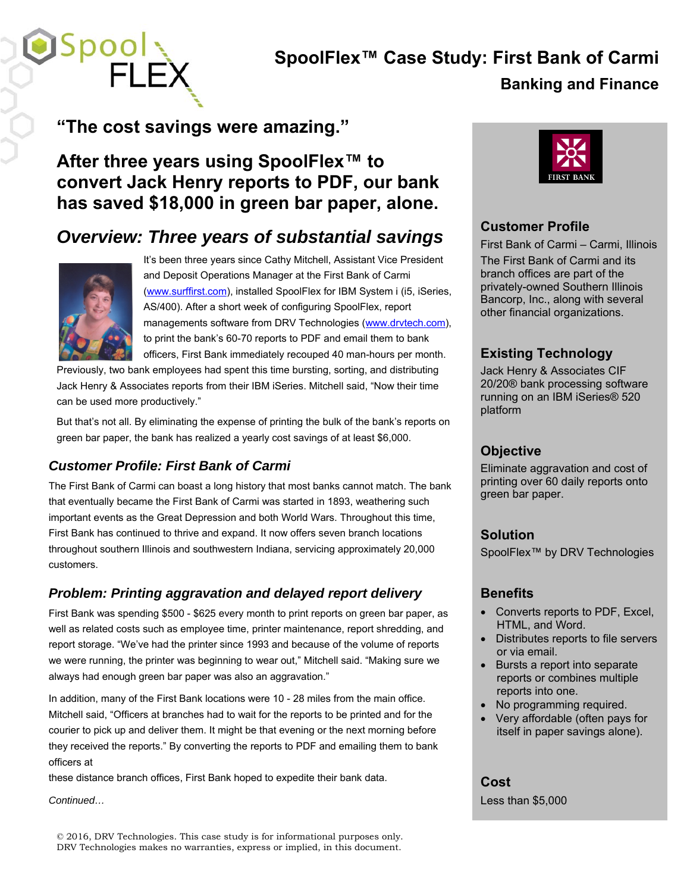# SpoolFlex™ Case Study: First Bank of Carmi

## Banking and Finance

## "The cost savings were amazing."

## After three years using SpoolFlex™ to convert Jack Henry reports to PDF, our bank has saved $18,000 in green bar paper, alone.

## *Overview: Three years of substantial savings*

It's been three years since Cathy Mitchell, Assistant Vice President and Deposit Operations Manager at the First Bank of Carmi (www.surffirst.com), installed SpoolFlex for IBM System i (i5, iSeries, AS/400). After a short week of configuring SpoolFlex, report managements software from DRV Technologies (www.drvtech.com), to print the bank's 60-70 reports to PDF and email them to bank officers, First Bank immediately recouped 40 man-hours per month. Previously, two bank employees had spent this time bursting, sorting, and distributing Jack Henry & Associates reports from their IBM iSeries. Mitchell said, "Now their time can be used more productively."

But that's not all. By eliminating the expense of printing the bulk of the bank's reports on green bar paper, the bank has realized a yearly cost savings of at least $6,000.

### *Customer Profile: First Bank of Carmi*

The First Bank of Carmi can boast a long history that most banks cannot match. The bank that eventually became the First Bank of Carmi was started in 1893, weathering such important events as the Great Depression and both World Wars. Throughout this time, First Bank has continued to thrive and expand. It now offers seven branch locations throughout southern Illinois and southwestern Indiana, servicing approximately 20,000 customers.

### *Problem: Printing aggravation and delayed report delivery*

First Bank was spending $500 - $625 every month to print reports on green bar paper, as well as related costs such as employee time, printer maintenance, report shredding, and report storage. "We've had the printer since 1993 and because of the volume of reports we were running, the printer was beginning to wear out," Mitchell said. "Making sure we always had enough green bar paper was also an aggravation."

In addition, many of the First Bank locations were 10 - 28 miles from the main office. Mitchell said, "Officers at branches had to wait for the reports to be printed and for the courier to pick up and deliver them. It might be that evening or the next morning before they received the reports." By converting the reports to PDF and emailing them to bank officers at

these distance branch offices, First Bank hoped to expedite their bank data.

*Continued…*

---

FIRST BANK

### Customer Profile

First Bank of Carmi – Carmi, Illinois

The First Bank of Carmi and its branch offices are part of the privately-owned Southern Illinois Bancorp, Inc., along with several other financial organizations.

### Existing Technology

Jack Henry & Associates CIF 20/20® bank processing software running on an IBM iSeries® 520 platform

### Objective

Eliminate aggravation and cost of printing over 60 daily reports onto green bar paper.

### Solution

SpoolFlex™ by DRV Technologies

### Benefits

- Converts reports to PDF, Excel, HTML, and Word.
- Distributes reports to file servers or via email.
- Bursts a report into separate reports or combines multiple reports into one.
- No programming required.
- Very affordable (often pays for itself in paper savings alone).

### Cost

Less than $5,000

---

© 2016, DRV Technologies. This case study is for informational purposes only. DRV Technologies makes no warranties, express or implied, in this document.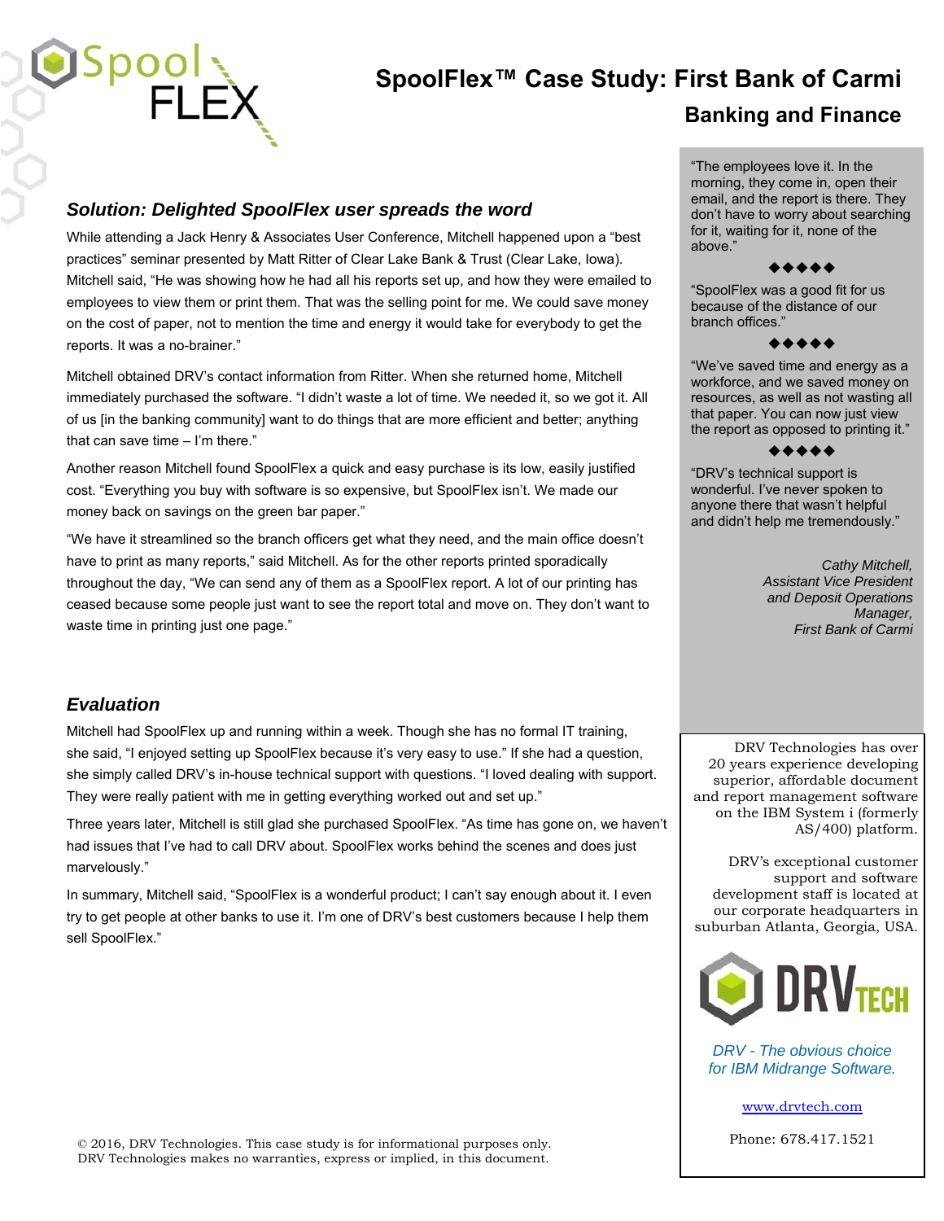# SpoolFlex™ Case Study: First Bank of Carmi

## Banking and Finance

### *Solution: Delighted SpoolFlex user spreads the word*

While attending a Jack Henry & Associates User Conference, Mitchell happened upon a "best practices" seminar presented by Matt Ritter of Clear Lake Bank & Trust (Clear Lake, Iowa). Mitchell said, "He was showing how he had all his reports set up, and how they were emailed to employees to view them or print them. That was the selling point for me. We could save money on the cost of paper, not to mention the time and energy it would take for everybody to get the reports. It was a no-brainer."

Mitchell obtained DRV's contact information from Ritter. When she returned home, Mitchell immediately purchased the software. "I didn't waste a lot of time. We needed it, so we got it. All of us [in the banking community] want to do things that are more efficient and better; anything that can save time – I'm there."

Another reason Mitchell found SpoolFlex a quick and easy purchase is its low, easily justified cost. "Everything you buy with software is so expensive, but SpoolFlex isn't. We made our money back on savings on the green bar paper."

"We have it streamlined so the branch officers get what they need, and the main office doesn't have to print as many reports," said Mitchell. As for the other reports printed sporadically throughout the day, "We can send any of them as a SpoolFlex report. A lot of our printing has ceased because some people just want to see the report total and move on. They don't want to waste time in printing just one page."

### *Evaluation*

Mitchell had SpoolFlex up and running within a week. Though she has no formal IT training, she said, "I enjoyed setting up SpoolFlex because it's very easy to use." If she had a question, she simply called DRV's in-house technical support with questions. "I loved dealing with support. They were really patient with me in getting everything worked out and set up."

Three years later, Mitchell is still glad she purchased SpoolFlex. "As time has gone on, we haven't had issues that I've had to call DRV about. SpoolFlex works behind the scenes and does just marvelously."

In summary, Mitchell said, "SpoolFlex is a wonderful product; I can't say enough about it. I even try to get people at other banks to use it. I'm one of DRV's best customers because I help them sell SpoolFlex."

"The employees love it. In the morning, they come in, open their email, and the report is there. They don't have to worry about searching for it, waiting for it, none of the above."

◆◆◆◆◆

"SpoolFlex was a good fit for us because of the distance of our branch offices."

◆◆◆◆◆

"We've saved time and energy as a workforce, and we saved money on resources, as well as not wasting all that paper. You can now just view the report as opposed to printing it."

◆◆◆◆◆

"DRV's technical support is wonderful. I've never spoken to anyone there that wasn't helpful and didn't help me tremendously."

*Cathy Mitchell,*
*Assistant Vice President and Deposit Operations Manager,*
*First Bank of Carmi*

DRV Technologies has over 20 years experience developing superior, affordable document and report management software on the IBM System i (formerly AS/400) platform.

DRV's exceptional customer support and software development staff is located at our corporate headquarters in suburban Atlanta, Georgia, USA.

*DRV - The obvious choice for IBM Midrange Software.*

www.drvtech.com

Phone: 678.417.1521

© 2016, DRV Technologies. This case study is for informational purposes only. DRV Technologies makes no warranties, express or implied, in this document.